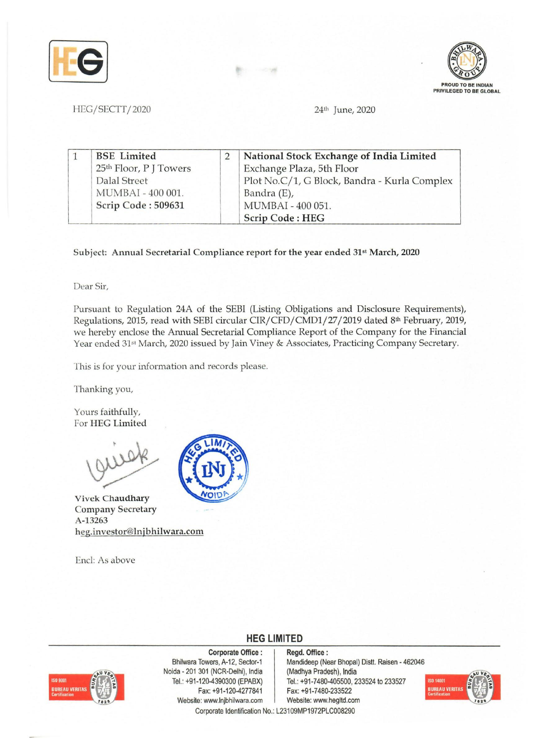HEG/SECTT/2020

24th June, 2020

| 1 | **BSE Limited**<br>25th Floor, P J Towers<br>Dalal Street<br>MUMBAI - 400 001.<br>**Scrip Code : 509631** | 2 | **National Stock Exchange of India Limited**<br>Exchange Plaza, 5th Floor<br>Plot No.C/1, G Block, Bandra - Kurla Complex<br>Bandra (E),<br>MUMBAI - 400 051.<br>**Scrip Code : HEG** |
|---|---|---|---|

Subject: **Annual Secretarial Compliance report for the year ended 31st March, 2020**

Dear Sir,

Pursuant to Regulation 24A of the SEBI (Listing Obligations and Disclosure Requirements), Regulations, 2015, read with SEBI circular CIR/CFD/CMD1/27/2019 dated 8th February, 2019, we hereby enclose the Annual Secretarial Compliance Report of the Company for the Financial Year ended 31st March, 2020 issued by Jain Viney & Associates, Practicing Company Secretary.

This is for your information and records please.

Thanking you,

Yours faithfully,
For **HEG Limited**

Vivek Chaudhary
Company Secretary
A-13263
heg.investor@lnjbhilwara.com

Encl: As above

**HEG LIMITED**

**Corporate Office :**
Bhilwara Towers, A-12, Sector-1
Noida - 201 301 (NCR-Delhi), India
Tel.: +91-120-4390300 (EPABX)
Fax: +91-120-4277841
Website: www.lnjbhilwara.com

**Regd. Office :**
Mandideep (Near Bhopal) Distt. Raisen - 462046
(Madhya Pradesh), India
Tel.: +91-7480-405500, 233524 to 233527
Fax: +91-7480-233522
Website: www.hegltd.com

Corporate Identification No.: L23109MP1972PLC008290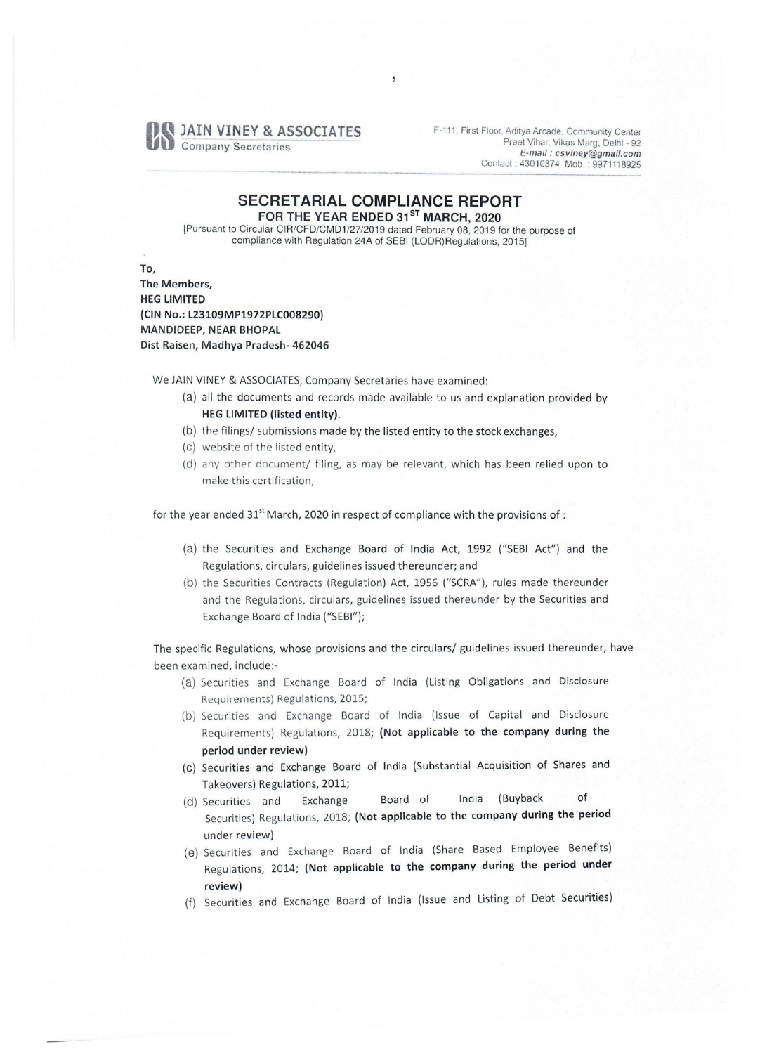**JAIN VINEY & ASSOCIATES**
Company Secretaries

F-111, First Floor, Aditya Arcade, Community Center
Preet Vihar, Vikas Marg, Delhi - 92
*E-mail : csviney@gmail.com*
Contact : 43010374 Mob. : 9971118925

# SECRETARIAL COMPLIANCE REPORT

## FOR THE YEAR ENDED 31ST MARCH, 2020

[Pursuant to Circular CIR/CFD/CMD1/27/2019 dated February 08, 2019 for the purpose of compliance with Regulation 24A of SEBI (LODR)Regulations, 2015]

To,
**The Members,**
**HEG LIMITED**
**(CIN No.: L23109MP1972PLC008290)**
**MANDIDEEP, NEAR BHOPAL**
**Dist Raisen, Madhya Pradesh- 462046**

We JAIN VINEY & ASSOCIATES, Company Secretaries have examined:

(a) all the documents and records made available to us and explanation provided by **HEG LIMITED (listed entity)**.
(b) the filings/ submissions made by the listed entity to the stock exchanges,
(c) website of the listed entity,
(d) any other document/ filing, as may be relevant, which has been relied upon to make this certification,

for the year ended 31st March, 2020 in respect of compliance with the provisions of :

(a) the Securities and Exchange Board of India Act, 1992 ("SEBI Act") and the Regulations, circulars, guidelines issued thereunder; and
(b) the Securities Contracts (Regulation) Act, 1956 ("SCRA"), rules made thereunder and the Regulations, circulars, guidelines issued thereunder by the Securities and Exchange Board of India ("SEBI");

The specific Regulations, whose provisions and the circulars/ guidelines issued thereunder, have been examined, include:-

(a) Securities and Exchange Board of India (Listing Obligations and Disclosure Requirements) Regulations, 2015;
(b) Securities and Exchange Board of India (Issue of Capital and Disclosure Requirements) Regulations, 2018; **(Not applicable to the company during the period under review)**
(c) Securities and Exchange Board of India (Substantial Acquisition of Shares and Takeovers) Regulations, 2011;
(d) Securities and Exchange Board of India (Buyback of Securities) Regulations, 2018; **(Not applicable to the company during the period under review)**
(e) Securities and Exchange Board of India (Share Based Employee Benefits) Regulations, 2014; **(Not applicable to the company during the period under review)**
(f) Securities and Exchange Board of India (Issue and Listing of Debt Securities)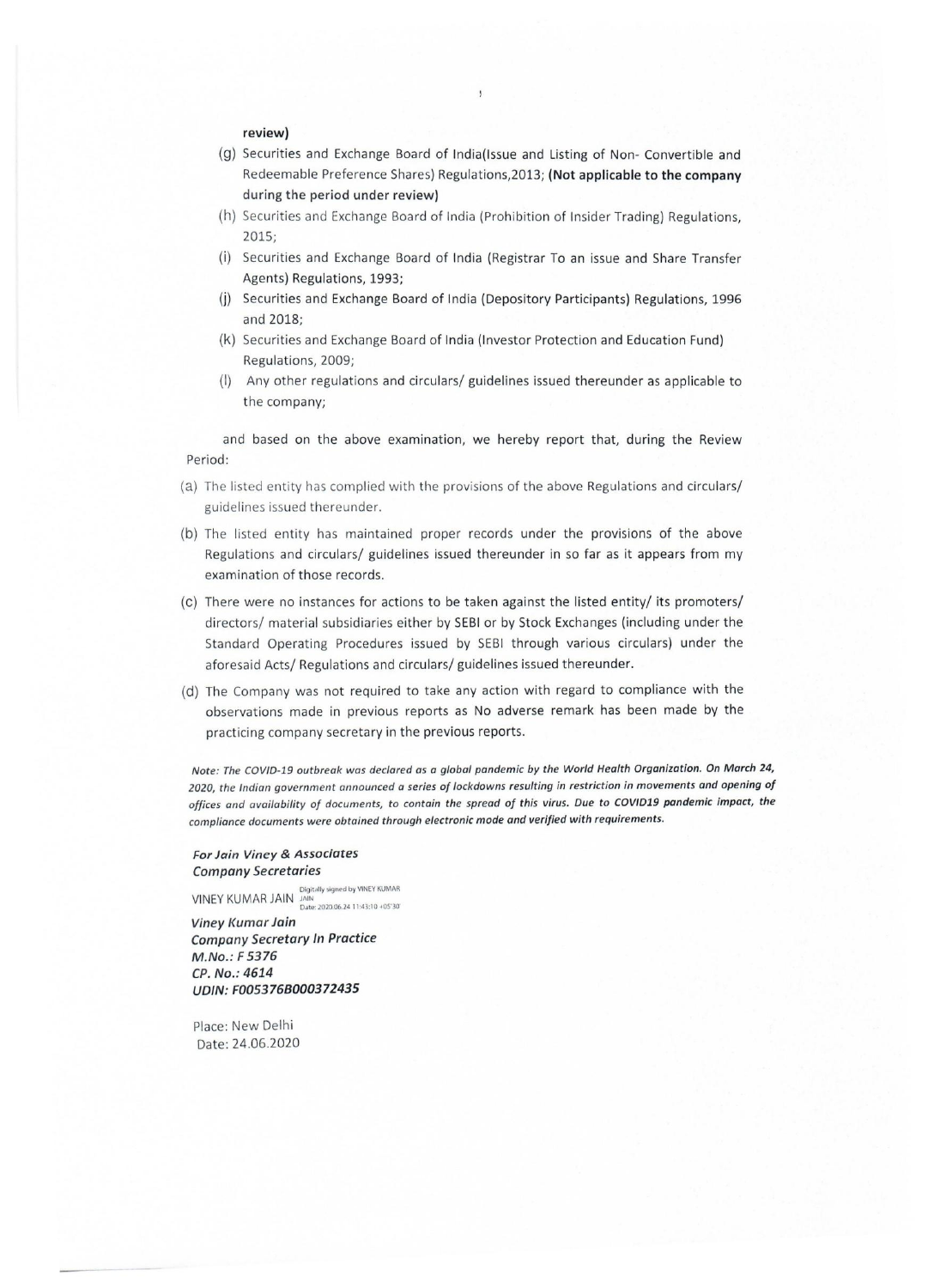**review)**

(g) Securities and Exchange Board of India(Issue and Listing of Non- Convertible and Redeemable Preference Shares) Regulations,2013; **(Not applicable to the company during the period under review)**

(h) Securities and Exchange Board of India (Prohibition of Insider Trading) Regulations, 2015;

(i) Securities and Exchange Board of India (Registrar To an issue and Share Transfer Agents) Regulations, 1993;

(j) Securities and Exchange Board of India (Depository Participants) Regulations, 1996 and 2018;

(k) Securities and Exchange Board of India (Investor Protection and Education Fund) Regulations, 2009;

(l) Any other regulations and circulars/ guidelines issued thereunder as applicable to the company;

and based on the above examination, we hereby report that, during the Review Period:

(a) The listed entity has complied with the provisions of the above Regulations and circulars/ guidelines issued thereunder.

(b) The listed entity has maintained proper records under the provisions of the above Regulations and circulars/ guidelines issued thereunder in so far as it appears from my examination of those records.

(c) There were no instances for actions to be taken against the listed entity/ its promoters/ directors/ material subsidiaries either by SEBI or by Stock Exchanges (including under the Standard Operating Procedures issued by SEBI through various circulars) under the aforesaid Acts/ Regulations and circulars/ guidelines issued thereunder.

(d) The Company was not required to take any action with regard to compliance with the observations made in previous reports as No adverse remark has been made by the practicing company secretary in the previous reports.

*Note: The COVID-19 outbreak was declared as a global pandemic by the World Health Organization. On March 24, 2020, the Indian government announced a series of lockdowns resulting in restriction in movements and opening of offices and availability of documents, to contain the spread of this virus. Due to COVID19 pandemic impact, the compliance documents were obtained through electronic mode and verified with requirements.*

***For Jain Viney & Associates***
***Company Secretaries***

VINEY KUMAR JAIN Digitally signed by VINEY KUMAR JAIN Date: 2020.06.24 11:43:10 +05'30'

***Viney Kumar Jain***
***Company Secretary In Practice***
***M.No.: F 5376***
***CP. No.: 4614***
***UDIN: F005376B000372435***

Place: New Delhi
Date: 24.06.2020